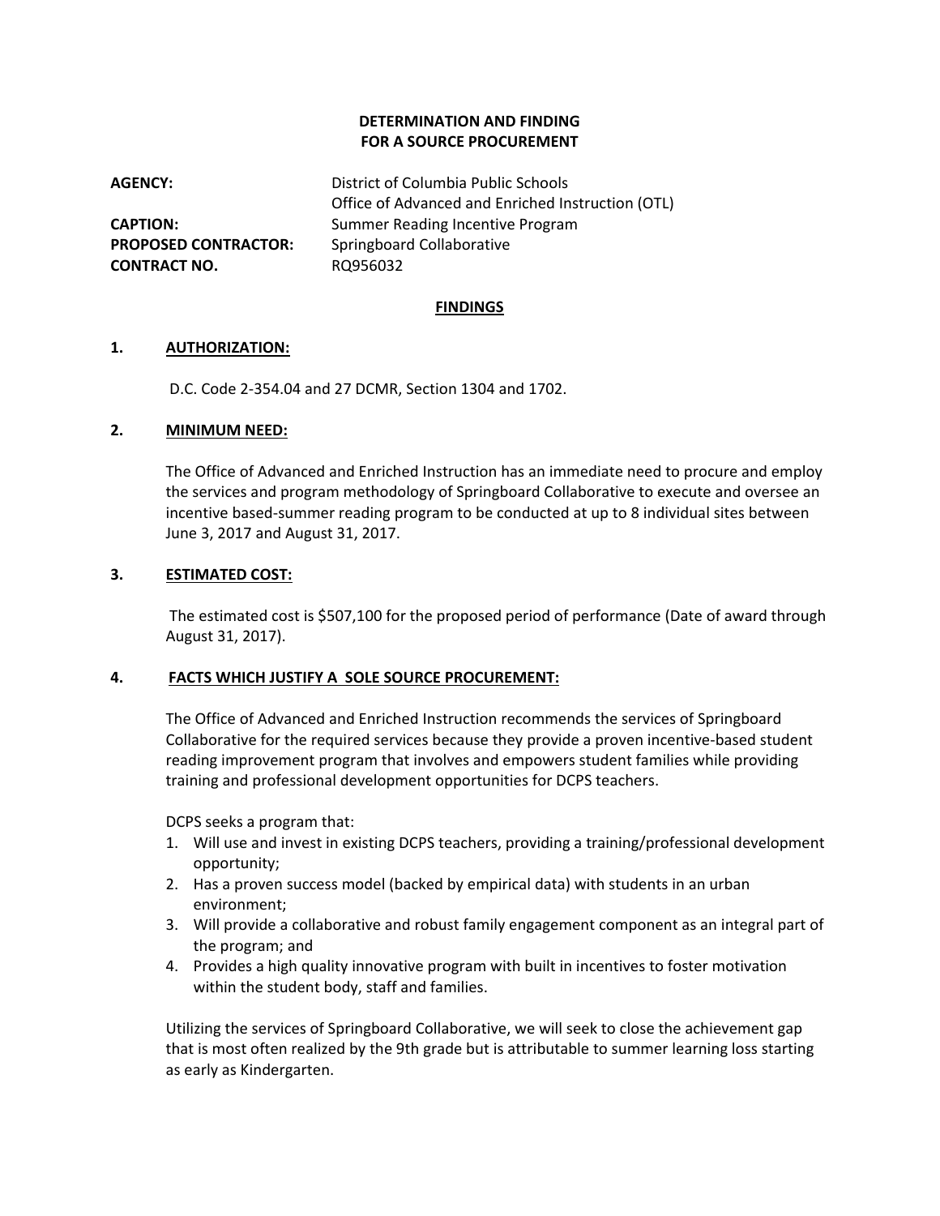**DETERMINATION AND FINDING**
**FOR A SOURCE PROCUREMENT**

**AGENCY:** District of Columbia Public Schools
Office of Advanced and Enriched Instruction (OTL)

**CAPTION:** Summer Reading Incentive Program

**PROPOSED CONTRACTOR:** Springboard Collaborative

**CONTRACT NO.** RQ956032

## FINDINGS

### 1. AUTHORIZATION:

D.C. Code 2-354.04 and 27 DCMR, Section 1304 and 1702.

### 2. MINIMUM NEED:

The Office of Advanced and Enriched Instruction has an immediate need to procure and employ the services and program methodology of Springboard Collaborative to execute and oversee an incentive based-summer reading program to be conducted at up to 8 individual sites between June 3, 2017 and August 31, 2017.

### 3. ESTIMATED COST:

The estimated cost is $507,100 for the proposed period of performance (Date of award through August 31, 2017).

### 4. FACTS WHICH JUSTIFY A SOLE SOURCE PROCUREMENT:

The Office of Advanced and Enriched Instruction recommends the services of Springboard Collaborative for the required services because they provide a proven incentive-based student reading improvement program that involves and empowers student families while providing training and professional development opportunities for DCPS teachers.

DCPS seeks a program that:

1. Will use and invest in existing DCPS teachers, providing a training/professional development opportunity;
2. Has a proven success model (backed by empirical data) with students in an urban environment;
3. Will provide a collaborative and robust family engagement component as an integral part of the program; and
4. Provides a high quality innovative program with built in incentives to foster motivation within the student body, staff and families.

Utilizing the services of Springboard Collaborative, we will seek to close the achievement gap that is most often realized by the 9th grade but is attributable to summer learning loss starting as early as Kindergarten.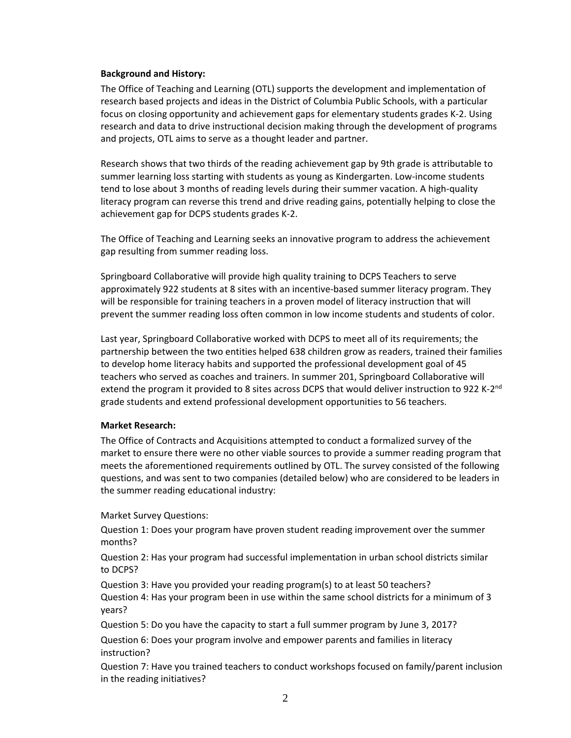**Background and History:**

The Office of Teaching and Learning (OTL) supports the development and implementation of research based projects and ideas in the District of Columbia Public Schools, with a particular focus on closing opportunity and achievement gaps for elementary students grades K-2. Using research and data to drive instructional decision making through the development of programs and projects, OTL aims to serve as a thought leader and partner.

Research shows that two thirds of the reading achievement gap by 9th grade is attributable to summer learning loss starting with students as young as Kindergarten. Low-income students tend to lose about 3 months of reading levels during their summer vacation. A high-quality literacy program can reverse this trend and drive reading gains, potentially helping to close the achievement gap for DCPS students grades K-2.

The Office of Teaching and Learning seeks an innovative program to address the achievement gap resulting from summer reading loss.

Springboard Collaborative will provide high quality training to DCPS Teachers to serve approximately 922 students at 8 sites with an incentive-based summer literacy program. They will be responsible for training teachers in a proven model of literacy instruction that will prevent the summer reading loss often common in low income students and students of color.

Last year, Springboard Collaborative worked with DCPS to meet all of its requirements; the partnership between the two entities helped 638 children grow as readers, trained their families to develop home literacy habits and supported the professional development goal of 45 teachers who served as coaches and trainers. In summer 201, Springboard Collaborative will extend the program it provided to 8 sites across DCPS that would deliver instruction to 922 K-2nd grade students and extend professional development opportunities to 56 teachers.

**Market Research:**

The Office of Contracts and Acquisitions attempted to conduct a formalized survey of the market to ensure there were no other viable sources to provide a summer reading program that meets the aforementioned requirements outlined by OTL. The survey consisted of the following questions, and was sent to two companies (detailed below) who are considered to be leaders in the summer reading educational industry:

Market Survey Questions:

Question 1: Does your program have proven student reading improvement over the summer months?

Question 2: Has your program had successful implementation in urban school districts similar to DCPS?

Question 3: Have you provided your reading program(s) to at least 50 teachers?

Question 4: Has your program been in use within the same school districts for a minimum of 3 years?

Question 5: Do you have the capacity to start a full summer program by June 3, 2017?

Question 6: Does your program involve and empower parents and families in literacy instruction?

Question 7: Have you trained teachers to conduct workshops focused on family/parent inclusion in the reading initiatives?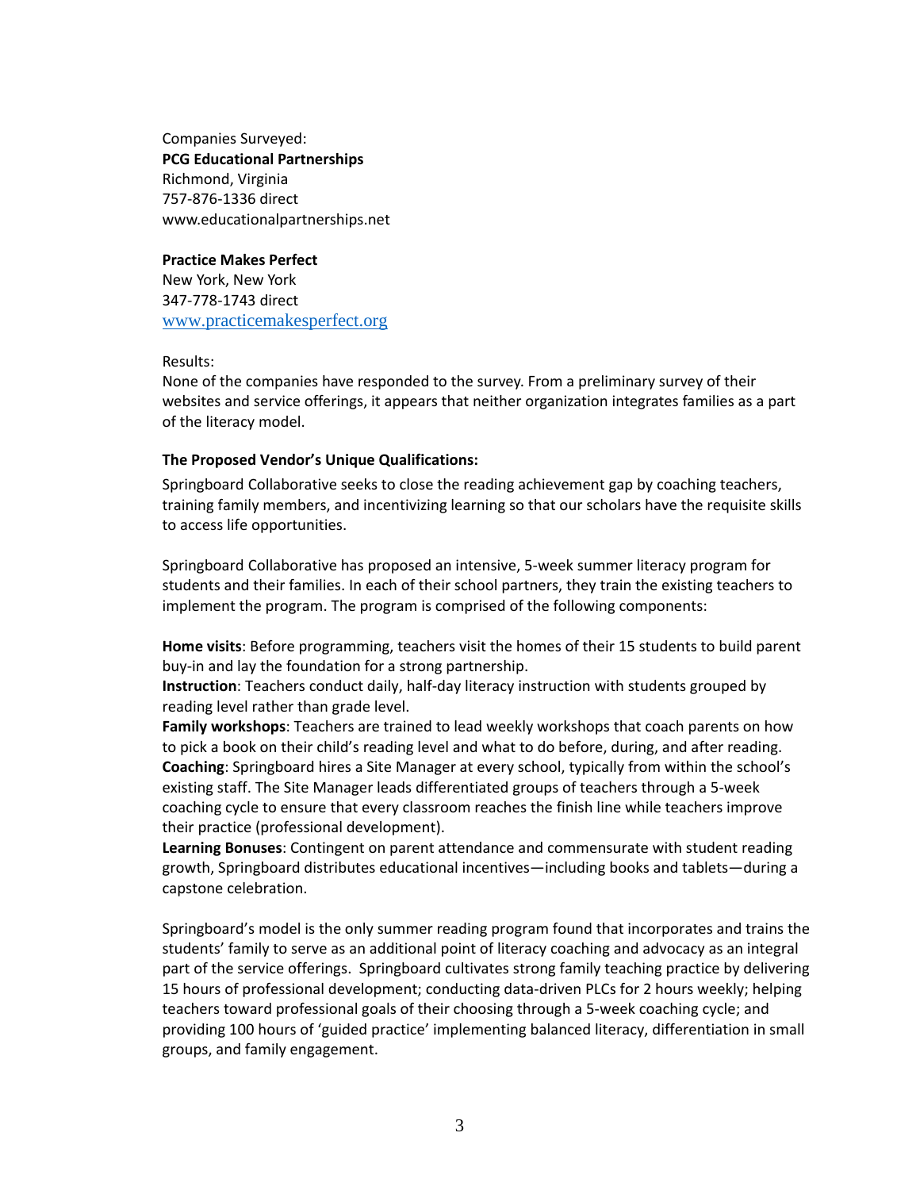Companies Surveyed:
**PCG Educational Partnerships**
Richmond, Virginia
757-876-1336 direct
www.educationalpartnerships.net

**Practice Makes Perfect**
New York, New York
347-778-1743 direct
www.practicemakesperfect.org

Results:
None of the companies have responded to the survey. From a preliminary survey of their websites and service offerings, it appears that neither organization integrates families as a part of the literacy model.

**The Proposed Vendor's Unique Qualifications:**

Springboard Collaborative seeks to close the reading achievement gap by coaching teachers, training family members, and incentivizing learning so that our scholars have the requisite skills to access life opportunities.

Springboard Collaborative has proposed an intensive, 5-week summer literacy program for students and their families. In each of their school partners, they train the existing teachers to implement the program. The program is comprised of the following components:

**Home visits**: Before programming, teachers visit the homes of their 15 students to build parent buy-in and lay the foundation for a strong partnership.
**Instruction**: Teachers conduct daily, half-day literacy instruction with students grouped by reading level rather than grade level.
**Family workshops**: Teachers are trained to lead weekly workshops that coach parents on how to pick a book on their child's reading level and what to do before, during, and after reading.
**Coaching**: Springboard hires a Site Manager at every school, typically from within the school's existing staff. The Site Manager leads differentiated groups of teachers through a 5-week coaching cycle to ensure that every classroom reaches the finish line while teachers improve their practice (professional development).
**Learning Bonuses**: Contingent on parent attendance and commensurate with student reading growth, Springboard distributes educational incentives—including books and tablets—during a capstone celebration.

Springboard's model is the only summer reading program found that incorporates and trains the students' family to serve as an additional point of literacy coaching and advocacy as an integral part of the service offerings. Springboard cultivates strong family teaching practice by delivering 15 hours of professional development; conducting data-driven PLCs for 2 hours weekly; helping teachers toward professional goals of their choosing through a 5-week coaching cycle; and providing 100 hours of 'guided practice' implementing balanced literacy, differentiation in small groups, and family engagement.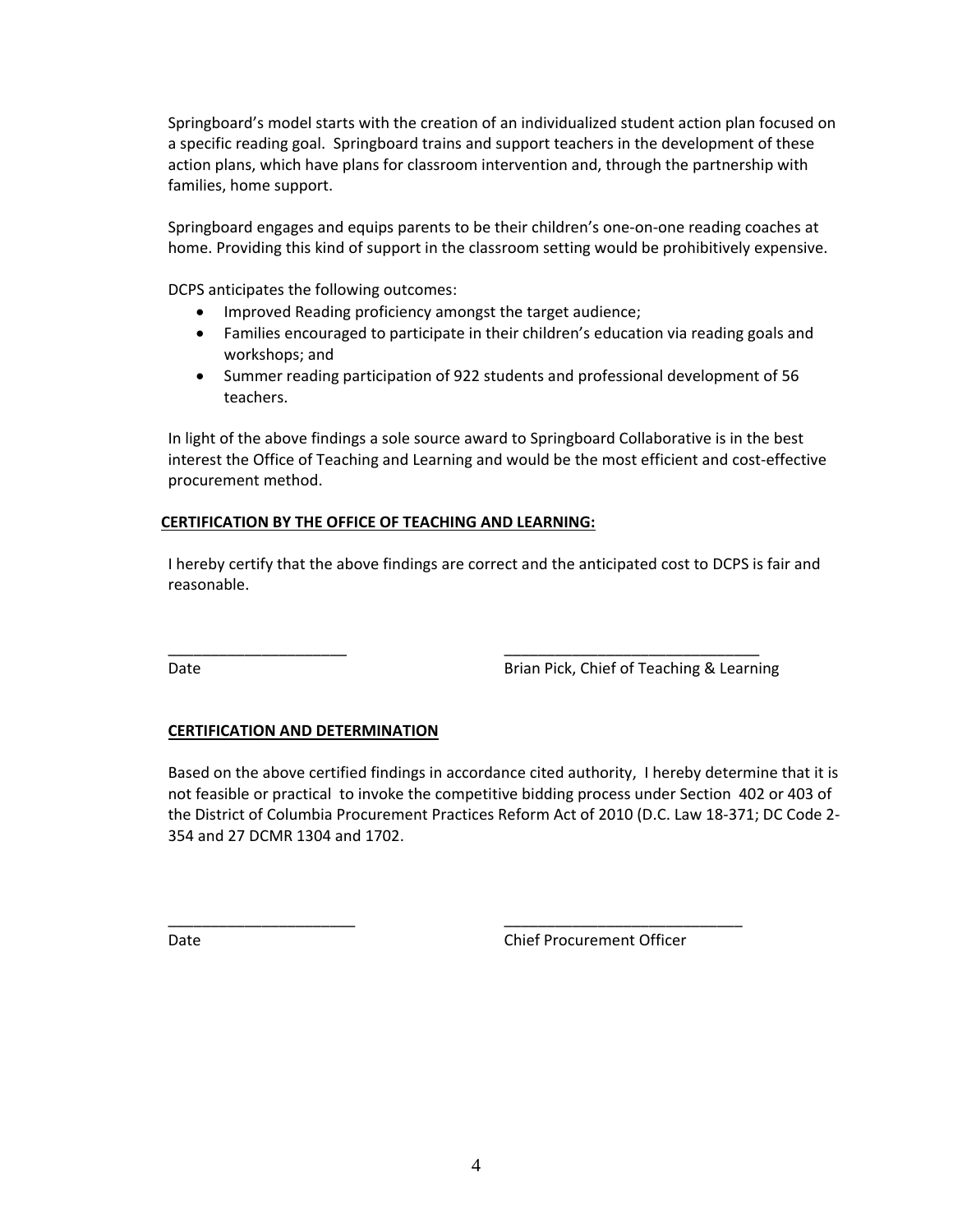Springboard's model starts with the creation of an individualized student action plan focused on a specific reading goal. Springboard trains and support teachers in the development of these action plans, which have plans for classroom intervention and, through the partnership with families, home support.

Springboard engages and equips parents to be their children's one-on-one reading coaches at home. Providing this kind of support in the classroom setting would be prohibitively expensive.

DCPS anticipates the following outcomes:

- Improved Reading proficiency amongst the target audience;
- Families encouraged to participate in their children's education via reading goals and workshops; and
- Summer reading participation of 922 students and professional development of 56 teachers.

In light of the above findings a sole source award to Springboard Collaborative is in the best interest the Office of Teaching and Learning and would be the most efficient and cost-effective procurement method.

**CERTIFICATION BY THE OFFICE OF TEACHING AND LEARNING:**

I hereby certify that the above findings are correct and the anticipated cost to DCPS is fair and reasonable.

_____________________ _____________________________

Date Brian Pick, Chief of Teaching & Learning

**CERTIFICATION AND DETERMINATION**

Based on the above certified findings in accordance cited authority, I hereby determine that it is not feasible or practical to invoke the competitive bidding process under Section 402 or 403 of the District of Columbia Procurement Practices Reform Act of 2010 (D.C. Law 18-371; DC Code 2-354 and 27 DCMR 1304 and 1702.

______________________ ____________________________

Date Chief Procurement Officer